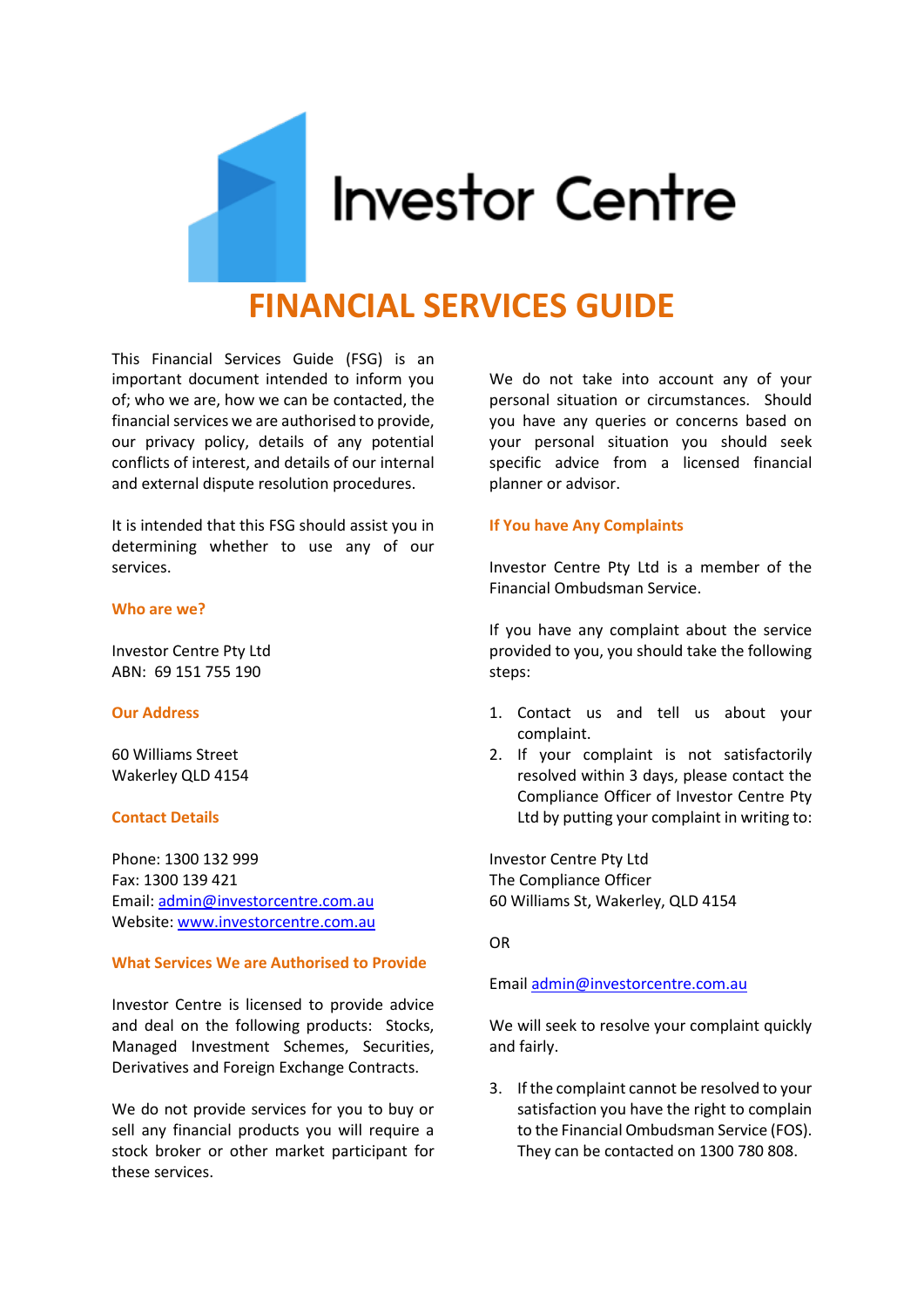Investor Centre

# FINANCIAL SERVICES GUIDE

This Financial Services Guide (FSG) is an important document intended to inform you of; who we are, how we can be contacted, the financial services we are authorised to provide, our privacy policy, details of any potential conflicts of interest, and details of our internal and external dispute resolution procedures.

It is intended that this FSG should assist you in determining whether to use any of our services.

## Who are we?

Investor Centre Pty Ltd
ABN: 69 151 755 190

## Our Address

60 Williams Street
Wakerley QLD 4154

## Contact Details

Phone: 1300 132 999
Fax: 1300 139 421
Email: admin@investorcentre.com.au
Website: www.investorcentre.com.au

## What Services We are Authorised to Provide

Investor Centre is licensed to provide advice and deal on the following products: Stocks, Managed Investment Schemes, Securities, Derivatives and Foreign Exchange Contracts.

We do not provide services for you to buy or sell any financial products you will require a stock broker or other market participant for these services.

We do not take into account any of your personal situation or circumstances. Should you have any queries or concerns based on your personal situation you should seek specific advice from a licensed financial planner or advisor.

## If You have Any Complaints

Investor Centre Pty Ltd is a member of the Financial Ombudsman Service.

If you have any complaint about the service provided to you, you should take the following steps:

1. Contact us and tell us about your complaint.
2. If your complaint is not satisfactorily resolved within 3 days, please contact the Compliance Officer of Investor Centre Pty Ltd by putting your complaint in writing to:

Investor Centre Pty Ltd
The Compliance Officer
60 Williams St, Wakerley, QLD 4154

OR

Email admin@investorcentre.com.au

We will seek to resolve your complaint quickly and fairly.

3. If the complaint cannot be resolved to your satisfaction you have the right to complain to the Financial Ombudsman Service (FOS). They can be contacted on 1300 780 808.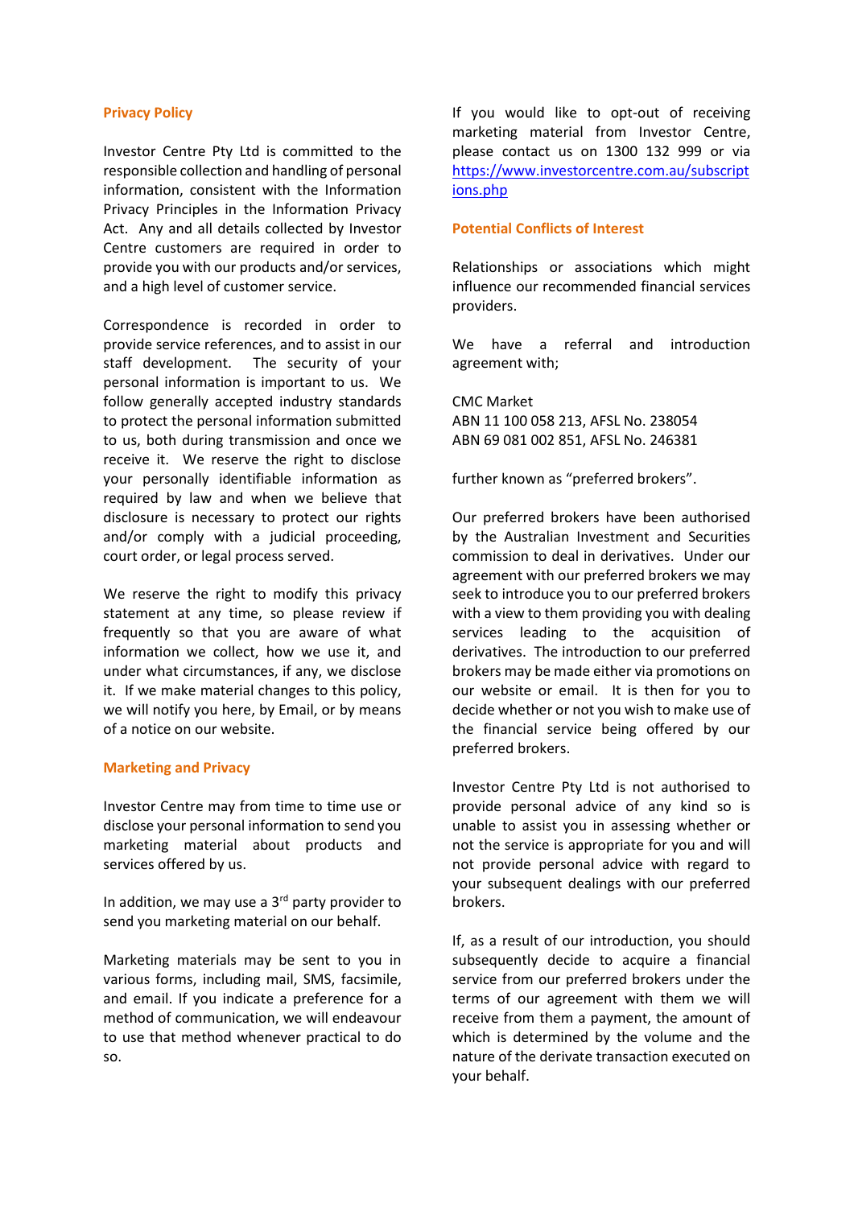## Privacy Policy

Investor Centre Pty Ltd is committed to the responsible collection and handling of personal information, consistent with the Information Privacy Principles in the Information Privacy Act. Any and all details collected by Investor Centre customers are required in order to provide you with our products and/or services, and a high level of customer service.

Correspondence is recorded in order to provide service references, and to assist in our staff development. The security of your personal information is important to us. We follow generally accepted industry standards to protect the personal information submitted to us, both during transmission and once we receive it. We reserve the right to disclose your personally identifiable information as required by law and when we believe that disclosure is necessary to protect our rights and/or comply with a judicial proceeding, court order, or legal process served.

We reserve the right to modify this privacy statement at any time, so please review if frequently so that you are aware of what information we collect, how we use it, and under what circumstances, if any, we disclose it. If we make material changes to this policy, we will notify you here, by Email, or by means of a notice on our website.

## Marketing and Privacy

Investor Centre may from time to time use or disclose your personal information to send you marketing material about products and services offered by us.

In addition, we may use a 3rd party provider to send you marketing material on our behalf.

Marketing materials may be sent to you in various forms, including mail, SMS, facsimile, and email. If you indicate a preference for a method of communication, we will endeavour to use that method whenever practical to do so.

If you would like to opt-out of receiving marketing material from Investor Centre, please contact us on 1300 132 999 or via [https://www.investorcentre.com.au/subscriptions.php](https://www.investorcentre.com.au/subscriptions.php)

## Potential Conflicts of Interest

Relationships or associations which might influence our recommended financial services providers.

We have a referral and introduction agreement with;

CMC Market  
ABN 11 100 058 213, AFSL No. 238054  
ABN 69 081 002 851, AFSL No. 246381

further known as "preferred brokers".

Our preferred brokers have been authorised by the Australian Investment and Securities commission to deal in derivatives. Under our agreement with our preferred brokers we may seek to introduce you to our preferred brokers with a view to them providing you with dealing services leading to the acquisition of derivatives. The introduction to our preferred brokers may be made either via promotions on our website or email. It is then for you to decide whether or not you wish to make use of the financial service being offered by our preferred brokers.

Investor Centre Pty Ltd is not authorised to provide personal advice of any kind so is unable to assist you in assessing whether or not the service is appropriate for you and will not provide personal advice with regard to your subsequent dealings with our preferred brokers.

If, as a result of our introduction, you should subsequently decide to acquire a financial service from our preferred brokers under the terms of our agreement with them we will receive from them a payment, the amount of which is determined by the volume and the nature of the derivate transaction executed on your behalf.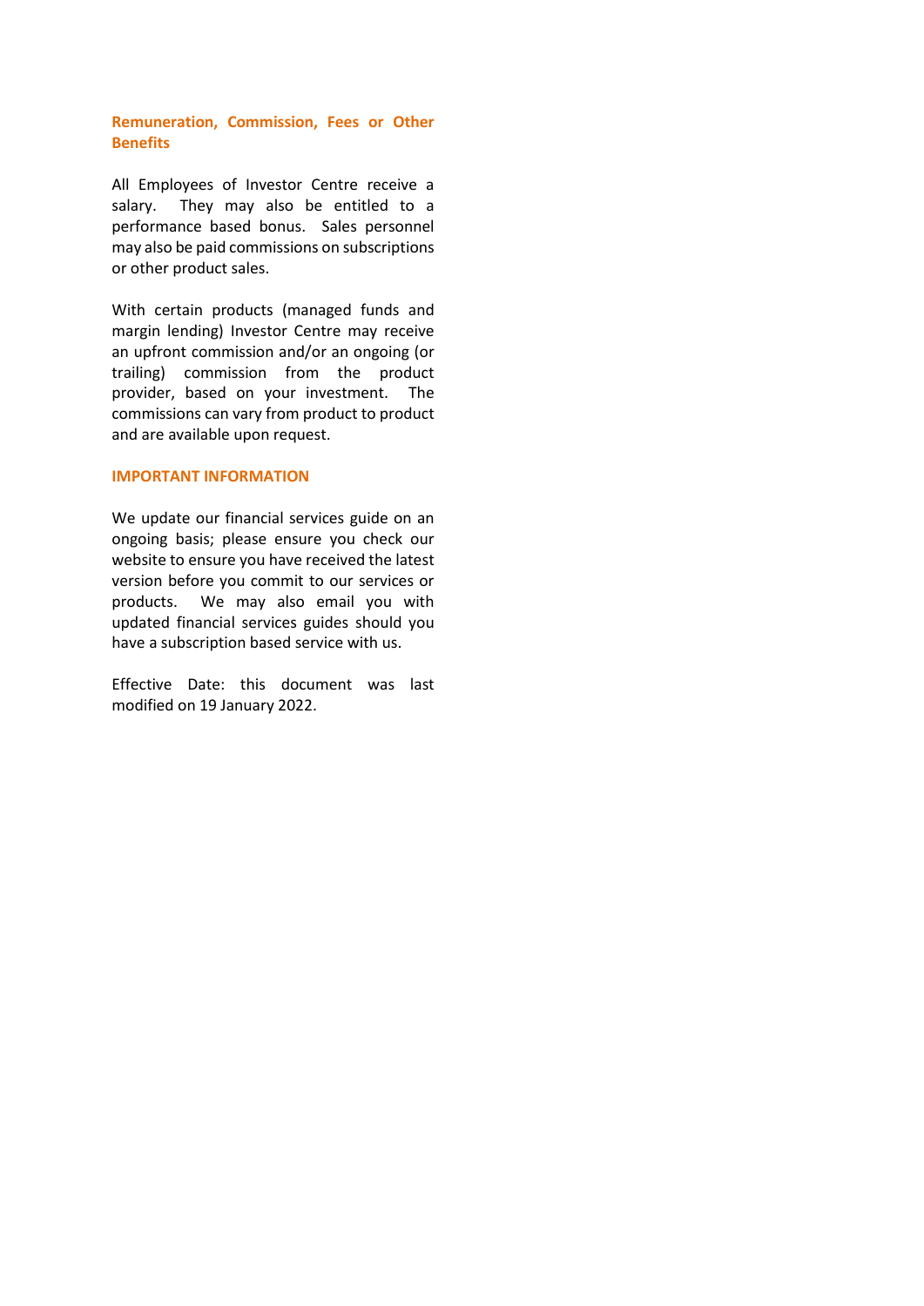## Remuneration, Commission, Fees or Other Benefits

All Employees of Investor Centre receive a salary. They may also be entitled to a performance based bonus. Sales personnel may also be paid commissions on subscriptions or other product sales.

With certain products (managed funds and margin lending) Investor Centre may receive an upfront commission and/or an ongoing (or trailing) commission from the product provider, based on your investment. The commissions can vary from product to product and are available upon request.

## IMPORTANT INFORMATION

We update our financial services guide on an ongoing basis; please ensure you check our website to ensure you have received the latest version before you commit to our services or products. We may also email you with updated financial services guides should you have a subscription based service with us.

Effective Date: this document was last modified on 19 January 2022.